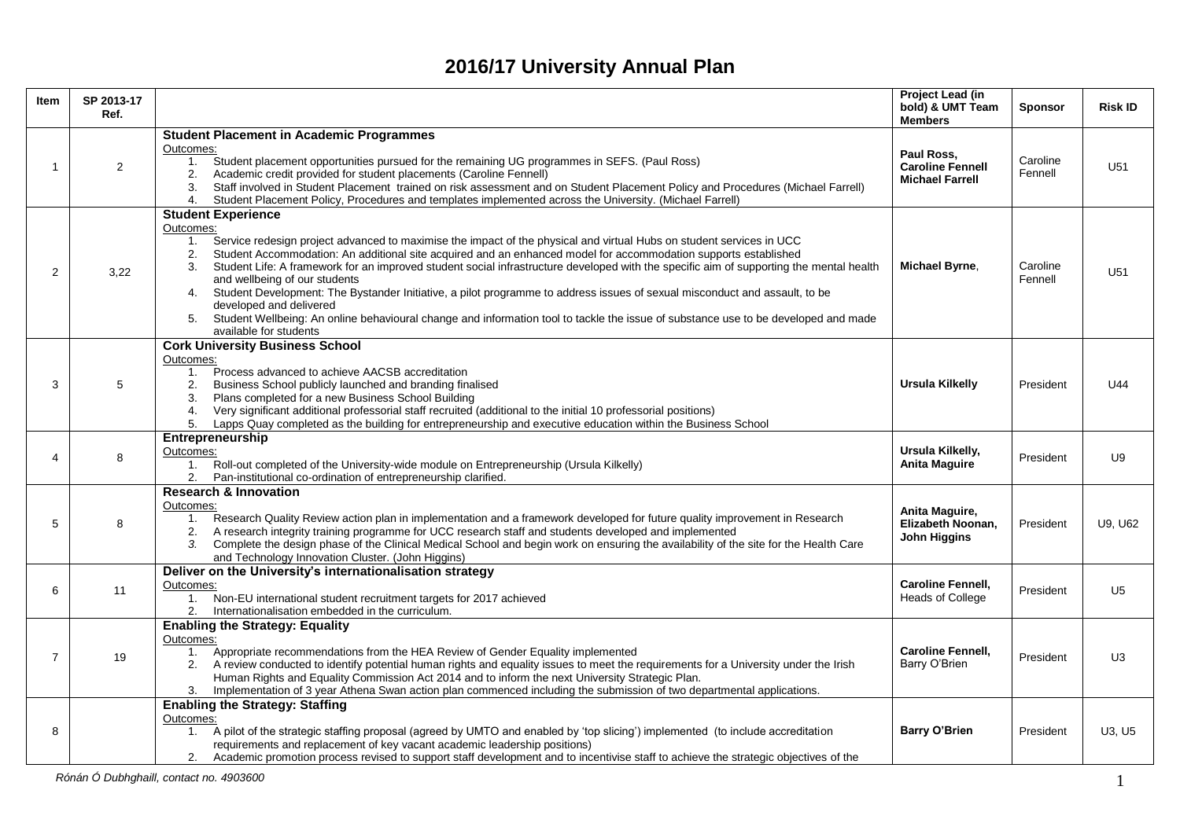# 2016/17 University Annual Plan

| Item | SP 2013-17 Ref. | | Project Lead (in bold) & UMT Team Members | Sponsor | Risk ID |
|---|---|---|---|---|---|
| 1 | 2 | **Student Placement in Academic Programmes**<br>Outcomes:<br>1. Student placement opportunities pursued for the remaining UG programmes in SEFS. (Paul Ross)<br>2. Academic credit provided for student placements (Caroline Fennell)<br>3. Staff involved in Student Placement trained on risk assessment and on Student Placement Policy and Procedures (Michael Farrell)<br>4. Student Placement Policy, Procedures and templates implemented across the University. (Michael Farrell) | **Paul Ross, Caroline Fennell Michael Farrell** | Caroline Fennell | U51 |
| 2 | 3,22 | **Student Experience**<br>Outcomes:<br>1. Service redesign project advanced to maximise the impact of the physical and virtual Hubs on student services in UCC<br>2. Student Accommodation: An additional site acquired and an enhanced model for accommodation supports established<br>3. Student Life: A framework for an improved student social infrastructure developed with the specific aim of supporting the mental health and wellbeing of our students<br>4. Student Development: The Bystander Initiative, a pilot programme to address issues of sexual misconduct and assault, to be developed and delivered<br>5. Student Wellbeing: An online behavioural change and information tool to tackle the issue of substance use to be developed and made available for students | **Michael Byrne**, | Caroline Fennell | U51 |
| 3 | 5 | **Cork University Business School**<br>Outcomes:<br>1. Process advanced to achieve AACSB accreditation<br>2. Business School publicly launched and branding finalised<br>3. Plans completed for a new Business School Building<br>4. Very significant additional professorial staff recruited (additional to the initial 10 professorial positions)<br>5. Lapps Quay completed as the building for entrepreneurship and executive education within the Business School | **Ursula Kilkelly** | President | U44 |
| 4 | 8 | **Entrepreneurship**<br>Outcomes:<br>1. Roll-out completed of the University-wide module on Entrepreneurship (Ursula Kilkelly)<br>2. Pan-institutional co-ordination of entrepreneurship clarified. | **Ursula Kilkelly, Anita Maguire** | President | U9 |
| 5 | 8 | **Research & Innovation**<br>Outcomes:<br>1. Research Quality Review action plan in implementation and a framework developed for future quality improvement in Research<br>2. A research integrity training programme for UCC research staff and students developed and implemented<br>*3.* Complete the design phase of the Clinical Medical School and begin work on ensuring the availability of the site for the Health Care and Technology Innovation Cluster. (John Higgins) | **Anita Maguire, Elizabeth Noonan, John Higgins** | President | U9, U62 |
| 6 | 11 | **Deliver on the University's internationalisation strategy**<br>Outcomes:<br>1. Non-EU international student recruitment targets for 2017 achieved<br>2. Internationalisation embedded in the curriculum. | **Caroline Fennell,** Heads of College | President | U5 |
| 7 | 19 | **Enabling the Strategy: Equality**<br>Outcomes:<br>1. Appropriate recommendations from the HEA Review of Gender Equality implemented<br>2. A review conducted to identify potential human rights and equality issues to meet the requirements for a University under the Irish Human Rights and Equality Commission Act 2014 and to inform the next University Strategic Plan.<br>3. Implementation of 3 year Athena Swan action plan commenced including the submission of two departmental applications. | **Caroline Fennell,** Barry O'Brien | President | U3 |
| 8 | | **Enabling the Strategy: Staffing**<br>Outcomes:<br>1. A pilot of the strategic staffing proposal (agreed by UMTO and enabled by 'top slicing') implemented (to include accreditation requirements and replacement of key vacant academic leadership positions)<br>2. Academic promotion process revised to support staff development and to incentivise staff to achieve the strategic objectives of the | **Barry O'Brien** | President | U3, U5 |

*Rónán Ó Dubhghaill, contact no. 4903600*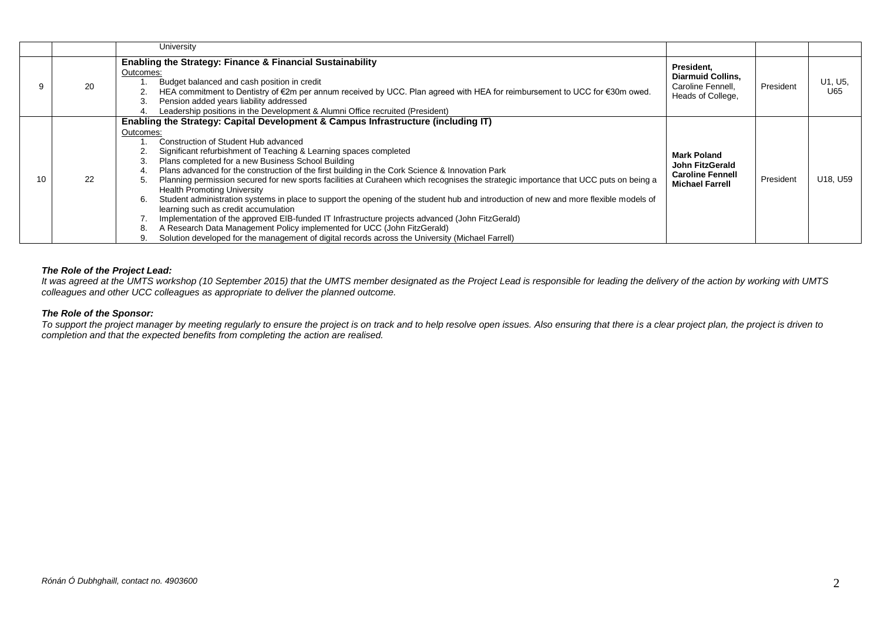| | | | | | |
|---|---|---|---|---|---|
| | | University | | | |
| 9 | 20 | **Enabling the Strategy: Finance & Financial Sustainability**<br>Outcomes:<br>1. Budget balanced and cash position in credit<br>2. HEA commitment to Dentistry of €2m per annum received by UCC. Plan agreed with HEA for reimbursement to UCC for €30m owed.<br>3. Pension added years liability addressed<br>4. Leadership positions in the Development & Alumni Office recruited (President) | **President, Diarmuid Collins,** Caroline Fennell, Heads of College, | President | U1, U5, U65 |
| 10 | 22 | **Enabling the Strategy: Capital Development & Campus Infrastructure (including IT)**<br>Outcomes:<br>1. Construction of Student Hub advanced<br>2. Significant refurbishment of Teaching & Learning spaces completed<br>3. Plans completed for a new Business School Building<br>4. Plans advanced for the construction of the first building in the Cork Science & Innovation Park<br>5. Planning permission secured for new sports facilities at Curaheen which recognises the strategic importance that UCC puts on being a Health Promoting University<br>6. Student administration systems in place to support the opening of the student hub and introduction of new and more flexible models of learning such as credit accumulation<br>7. Implementation of the approved EIB-funded IT Infrastructure projects advanced (John FitzGerald)<br>8. A Research Data Management Policy implemented for UCC (John FitzGerald)<br>9. Solution developed for the management of digital records across the University (Michael Farrell) | **Mark Poland John FitzGerald Caroline Fennell Michael Farrell** | President | U18, U59 |

***The Role of the Project Lead:***

*It was agreed at the UMTS workshop (10 September 2015) that the UMTS member designated as the Project Lead is responsible for leading the delivery of the action by working with UMTS colleagues and other UCC colleagues as appropriate to deliver the planned outcome.*

***The Role of the Sponsor:***

*To support the project manager by meeting regularly to ensure the project is on track and to help resolve open issues. Also ensuring that there is a clear project plan, the project is driven to completion and that the expected benefits from completing the action are realised.*

*Rónán Ó Dubhghaill, contact no. 4903600*